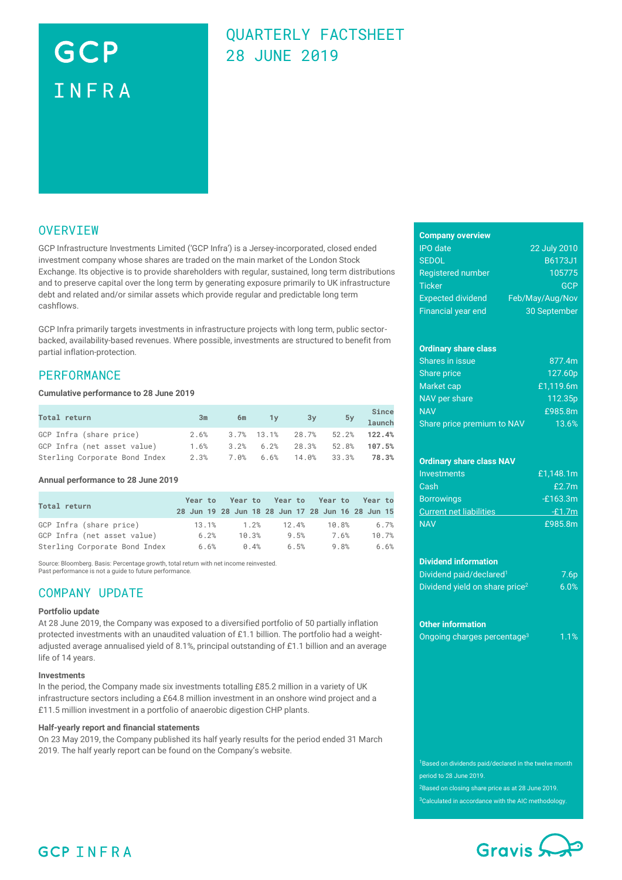# GCP INFRA

## QUARTERLY FACTSHEET 28 JUNE 2019

## OVERVIEW

GCP Infrastructure Investments Limited ('GCP Infra') is a Jersey-incorporated, closed ended investment company whose shares are traded on the main market of the London Stock Exchange. Its objective is to provide shareholders with regular, sustained, long term distributions and to preserve capital over the long term by generating exposure primarily to UK infrastructure debt and related and/or similar assets which provide regular and predictable long term cashflows.

GCP Infra primarily targets investments in infrastructure projects with long term, public sector-backed, availability-based revenues. Where possible, investments are structured to benefit from partial inflation-protection.

## PERFORMANCE

**Cumulative performance to 28 June 2019**

| Total return | 3m | 6m | 1y | 3y | 5y | Since launch |
|---|---|---|---|---|---|---|
| GCP Infra (share price) | 2.6% | 3.7% | 13.1% | 28.7% | 52.2% | **122.4%** |
| GCP Infra (net asset value) | 1.6% | 3.2% | 6.2% | 28.3% | 52.8% | **107.5%** |
| Sterling Corporate Bond Index | 2.3% | 7.0% | 6.6% | 14.0% | 33.3% | **78.3%** |

**Annual performance to 28 June 2019**

| Total return | Year to 28 Jun 19 | Year to 28 Jun 18 | Year to 28 Jun 17 | Year to 28 Jun 16 | Year to 28 Jun 15 |
|---|---|---|---|---|---|
| GCP Infra (share price) | 13.1% | 1.2% | 12.4% | 10.8% | 6.7% |
| GCP Infra (net asset value) | 6.2% | 10.3% | 9.5% | 7.6% | 10.7% |
| Sterling Corporate Bond Index | 6.6% | 0.4% | 6.5% | 9.8% | 6.6% |

Source: Bloomberg. Basis: Percentage growth, total return with net income reinvested.
Past performance is not a guide to future performance.

## COMPANY UPDATE

**Portfolio update**

At 28 June 2019, the Company was exposed to a diversified portfolio of 50 partially inflation protected investments with an unaudited valuation of £1.1 billion. The portfolio had a weight-adjusted average annualised yield of 8.1%, principal outstanding of £1.1 billion and an average life of 14 years.

**Investments**

In the period, the Company made six investments totalling £85.2 million in a variety of UK infrastructure sectors including a £64.8 million investment in an onshore wind project and a £11.5 million investment in a portfolio of anaerobic digestion CHP plants.

**Half-yearly report and financial statements**

On 23 May 2019, the Company published its half yearly results for the period ended 31 March 2019. The half yearly report can be found on the Company's website.

**Company overview**

| | |
|---|---|
| IPO date | 22 July 2010 |
| SEDOL | B6173J1 |
| Registered number | 105775 |
| Ticker | GCP |
| Expected dividend | Feb/May/Aug/Nov |
| Financial year end | 30 September |

**Ordinary share class**

| | |
|---|---|
| Shares in issue | 877.4m |
| Share price | 127.60p |
| Market cap | £1,119.6m |
| NAV per share | 112.35p |
| NAV | £985.8m |
| Share price premium to NAV | 13.6% |

**Ordinary share class NAV**

| | |
|---|---|
| Investments | £1,148.1m |
| Cash | £2.7m |
| Borrowings | -£163.3m |
| Current net liabilities | -£1.7m |
| NAV | £985.8m |

**Dividend information**

| | |
|---|---|
| Dividend paid/declared[1] | 7.6p |
| Dividend yield on share price[2] | 6.0% |

**Other information**

| | |
|---|---|
| Ongoing charges percentage[3] | 1.1% |

[1]Based on dividends paid/declared in the twelve month period to 28 June 2019.
[2]Based on closing share price as at 28 June 2019.
[3]Calculated in accordance with the AIC methodology.

GCP INFRA

Gravis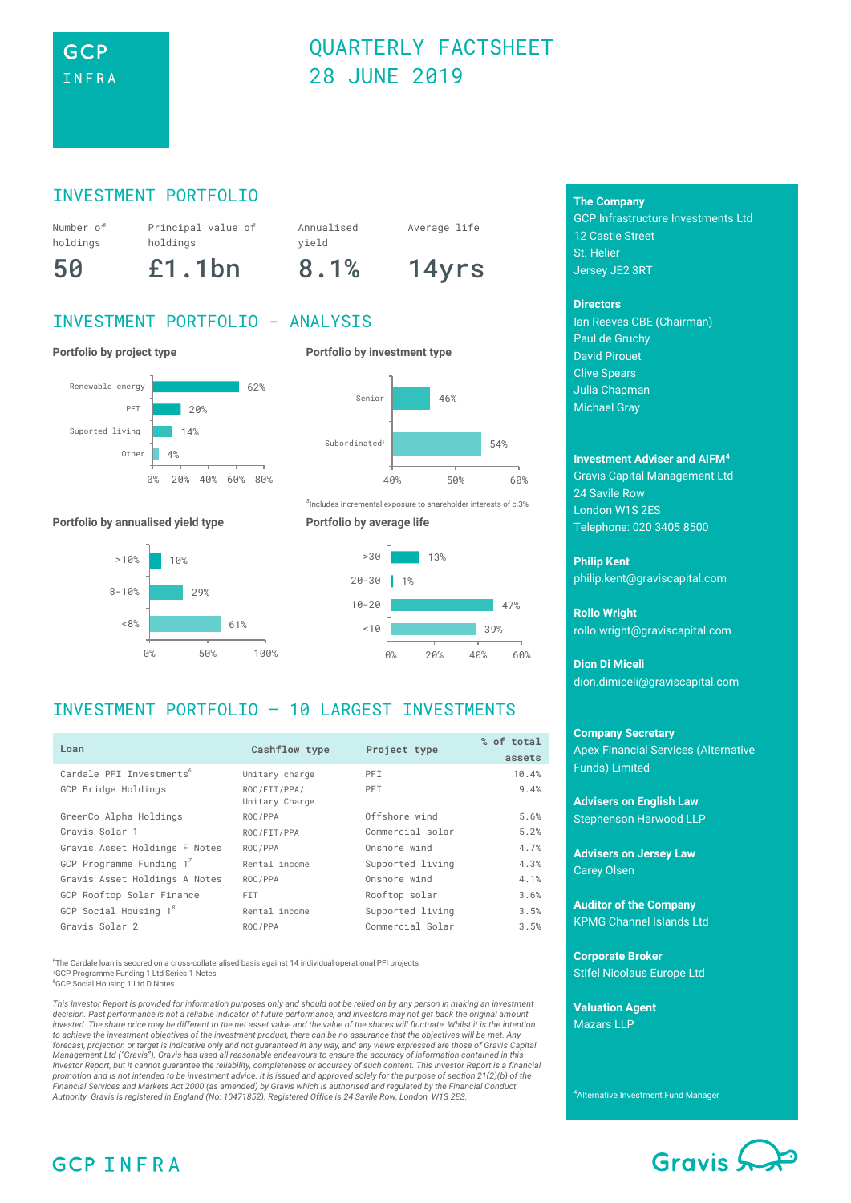# GCP INFRA

## QUARTERLY FACTSHEET 28 JUNE 2019

## INVESTMENT PORTFOLIO

| Number of holdings | Principal value of holdings | Annualised yield | Average life |
|---|---|---|---|
| 50 | £1.1bn | 8.1% | 14yrs |

## INVESTMENT PORTFOLIO - ANALYSIS

**Portfolio by project type**

Renewable energy 62%
PFI 20%
Suported living 14%
Other 4%
0% 20% 40% 60% 80%

**Portfolio by investment type**

Senior 46%
Subordinated[5] 54%
40% 50% 60%

[5]Includes incremental exposure to shareholder interests of c.3%

**Portfolio by annualised yield type**

>10% 10%
8-10% 29%
<8% 61%
0% 50% 100%

**Portfolio by average life**

>30 13%
20-30 1%
10-20 47%
<10 39%
0% 20% 40% 60%

## INVESTMENT PORTFOLIO – 10 LARGEST INVESTMENTS

| Loan | Cashflow type | Project type | % of total assets |
|---|---|---|---|
| Cardale PFI Investments[6] | Unitary charge | PFI | 10.4% |
| GCP Bridge Holdings | ROC/FIT/PPA/ Unitary Charge | PFI | 9.4% |
| GreenCo Alpha Holdings | ROC/PPA | Offshore wind | 5.6% |
| Gravis Solar 1 | ROC/FIT/PPA | Commercial solar | 5.2% |
| Gravis Asset Holdings F Notes | ROC/PPA | Onshore wind | 4.7% |
| GCP Programme Funding 1[7] | Rental income | Supported living | 4.3% |
| Gravis Asset Holdings A Notes | ROC/PPA | Onshore wind | 4.1% |
| GCP Rooftop Solar Finance | FIT | Rooftop solar | 3.6% |
| GCP Social Housing 1[8] | Rental income | Supported living | 3.5% |
| Gravis Solar 2 | ROC/PPA | Commercial Solar | 3.5% |

[6]The Cardale loan is secured on a cross-collateralised basis against 14 individual operational PFI projects
[7]GCP Programme Funding 1 Ltd Series 1 Notes
[8]GCP Social Housing 1 Ltd D Notes

*This Investor Report is provided for information purposes only and should not be relied on by any person in making an investment decision. Past performance is not a reliable indicator of future performance, and investors may not get back the original amount invested. The share price may be different to the net asset value and the value of the shares will fluctuate. Whilst it is the intention to achieve the investment objectives of the investment product, there can be no assurance that the objectives will be met. Any forecast, projection or target is indicative only and not guaranteed in any way, and any views expressed are those of Gravis Capital Management Ltd ("Gravis"). Gravis has used all reasonable endeavours to ensure the accuracy of information contained in this Investor Report, but it cannot guarantee the reliability, completeness or accuracy of such content. This Investor Report is a financial promotion and is not intended to be investment advice. It is issued and approved solely for the purpose of section 21(2)(b) of the Financial Services and Markets Act 2000 (as amended) by Gravis which is authorised and regulated by the Financial Conduct Authority. Gravis is registered in England (No: 10471852). Registered Office is 24 Savile Row, London, W1S 2ES.*

**The Company**
GCP Infrastructure Investments Ltd
12 Castle Street
St. Helier
Jersey JE2 3RT

**Directors**
Ian Reeves CBE (Chairman)
Paul de Gruchy
David Pirouet
Clive Spears
Julia Chapman
Michael Gray

**Investment Adviser and AIFM[4]**
Gravis Capital Management Ltd
24 Savile Row
London W1S 2ES
Telephone: 020 3405 8500

**Philip Kent**
philip.kent@graviscapital.com

**Rollo Wright**
rollo.wright@graviscapital.com

**Dion Di Miceli**
dion.dimiceli@graviscapital.com

**Company Secretary**
Apex Financial Services (Alternative Funds) Limited

**Advisers on English Law**
Stephenson Harwood LLP

**Advisers on Jersey Law**
Carey Olsen

**Auditor of the Company**
KPMG Channel Islands Ltd

**Corporate Broker**
Stifel Nicolaus Europe Ltd

**Valuation Agent**
Mazars LLP

[4]Alternative Investment Fund Manager

GCP INFRA

Gravis